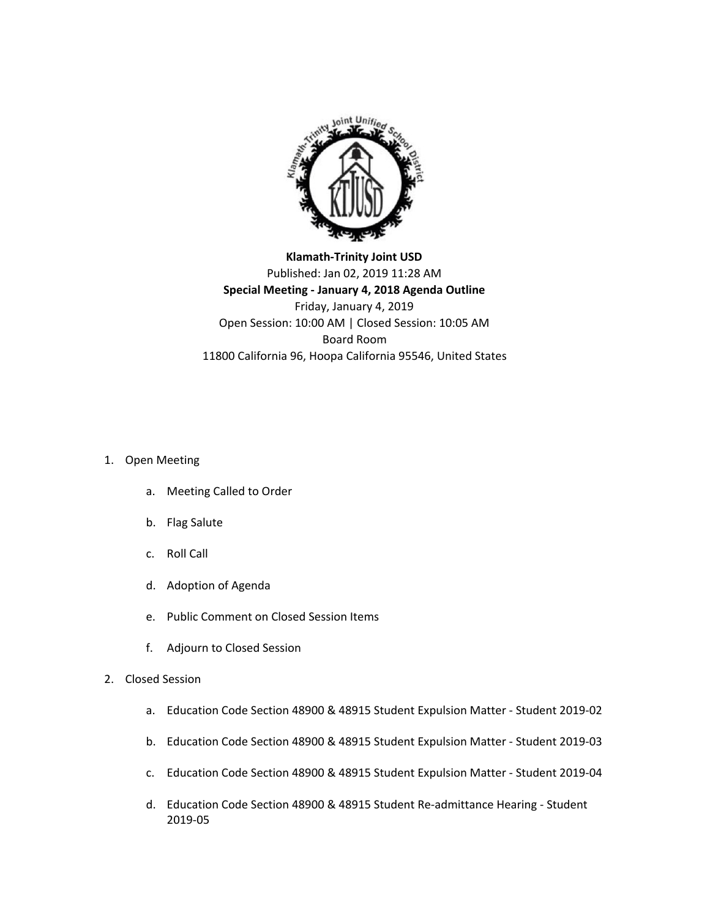**Klamath-Trinity Joint USD**

Published: Jan 02, 2019 11:28 AM

**Special Meeting - January 4, 2018 Agenda Outline**

Friday, January 4, 2019

Open Session: 10:00 AM | Closed Session: 10:05 AM

Board Room

11800 California 96, Hoopa California 95546, United States

1. Open Meeting
    a. Meeting Called to Order
    b. Flag Salute
    c. Roll Call
    d. Adoption of Agenda
    e. Public Comment on Closed Session Items
    f. Adjourn to Closed Session
2. Closed Session
    a. Education Code Section 48900 & 48915 Student Expulsion Matter - Student 2019-02
    b. Education Code Section 48900 & 48915 Student Expulsion Matter - Student 2019-03
    c. Education Code Section 48900 & 48915 Student Expulsion Matter - Student 2019-04
    d. Education Code Section 48900 & 48915 Student Re-admittance Hearing - Student 2019-05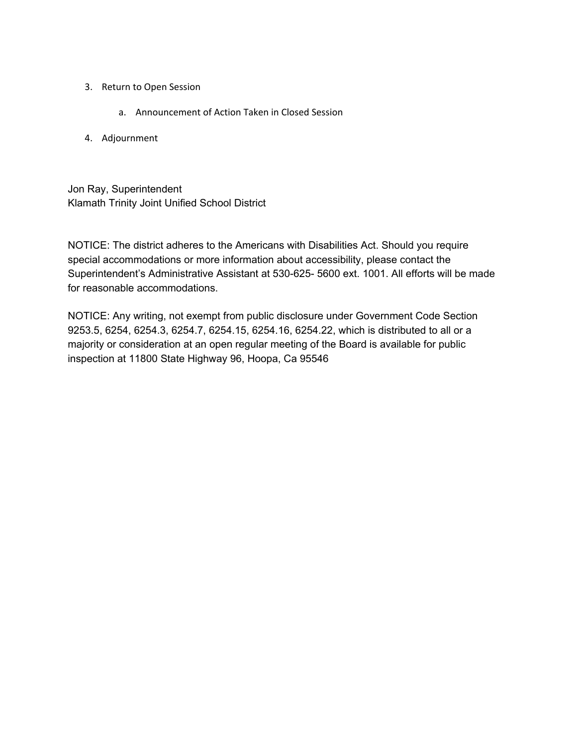3. Return to Open Session

    a. Announcement of Action Taken in Closed Session

4. Adjournment

Jon Ray, Superintendent
Klamath Trinity Joint Unified School District

NOTICE: The district adheres to the Americans with Disabilities Act. Should you require special accommodations or more information about accessibility, please contact the Superintendent's Administrative Assistant at 530-625- 5600 ext. 1001. All efforts will be made for reasonable accommodations.

NOTICE: Any writing, not exempt from public disclosure under Government Code Section 9253.5, 6254, 6254.3, 6254.7, 6254.15, 6254.16, 6254.22, which is distributed to all or a majority or consideration at an open regular meeting of the Board is available for public inspection at 11800 State Highway 96, Hoopa, Ca 95546